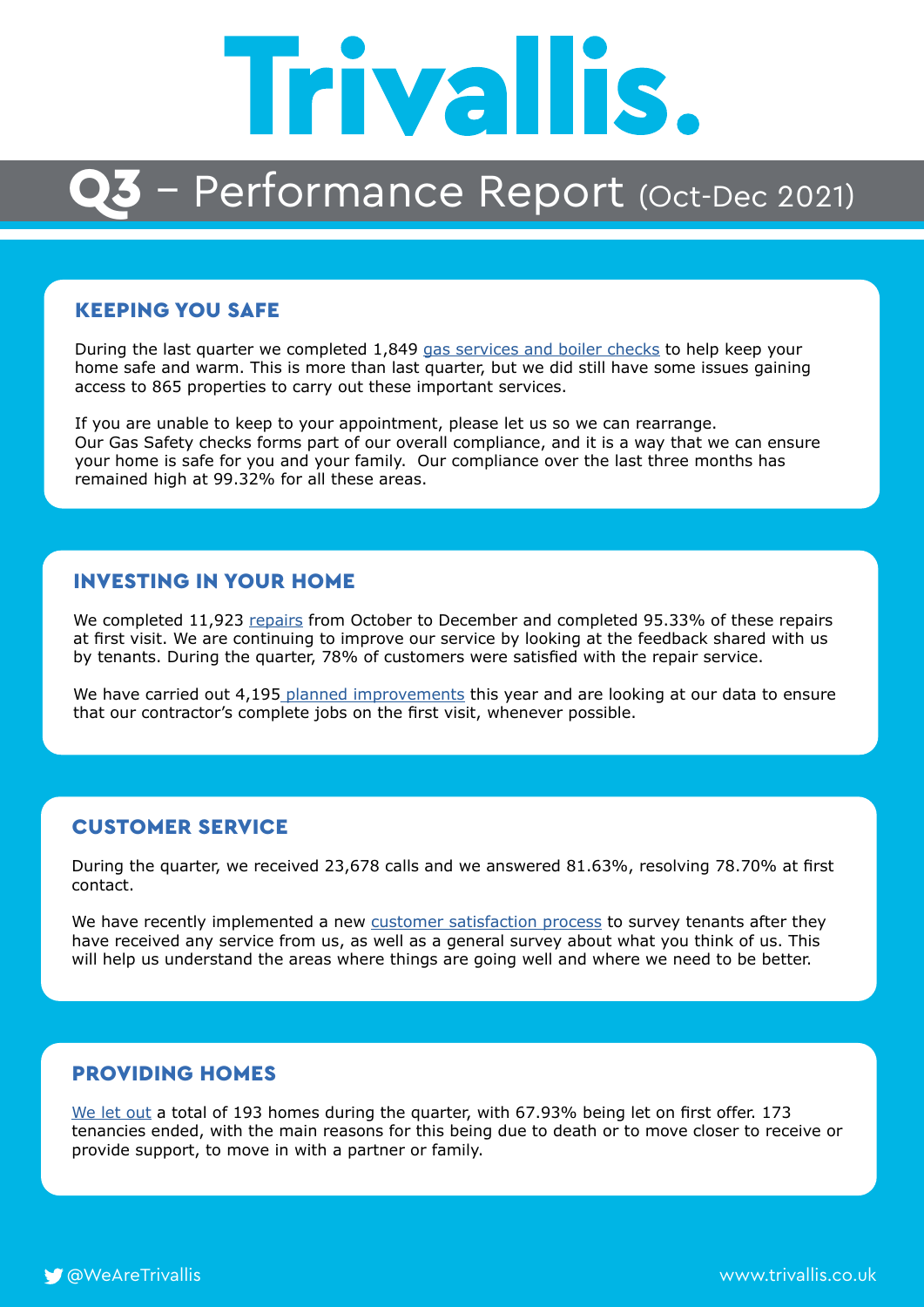# Trivallis.

## Q3 – Performance Report (Oct-Dec 2021)

### KEEPING YOU SAFE

During the last quarter we completed 1,849 gas services and boiler checks to help keep your home safe and warm. This is more than last quarter, but we did still have some issues gaining access to 865 properties to carry out these important services.

If you are unable to keep to your appointment, please let us so we can rearrange. Our Gas Safety checks forms part of our overall compliance, and it is a way that we can ensure your home is safe for you and your family. Our compliance over the last three months has remained high at 99.32% for all these areas.

### INVESTING IN YOUR HOME

We completed 11,923 repairs from October to December and completed 95.33% of these repairs at first visit. We are continuing to improve our service by looking at the feedback shared with us by tenants. During the quarter, 78% of customers were satisfied with the repair service.

We have carried out 4,195 planned improvements this year and are looking at our data to ensure that our contractor's complete jobs on the first visit, whenever possible.

### CUSTOMER SERVICE

During the quarter, we received 23,678 calls and we answered 81.63%, resolving 78.70% at first contact.

We have recently implemented a new customer satisfaction process to survey tenants after they have received any service from us, as well as a general survey about what you think of us. This will help us understand the areas where things are going well and where we need to be better.

### PROVIDING HOMES

We let out a total of 193 homes during the quarter, with 67.93% being let on first offer. 173 tenancies ended, with the main reasons for this being due to death or to move closer to receive or provide support, to move in with a partner or family.

@WeAreTrivallis

www.trivallis.co.uk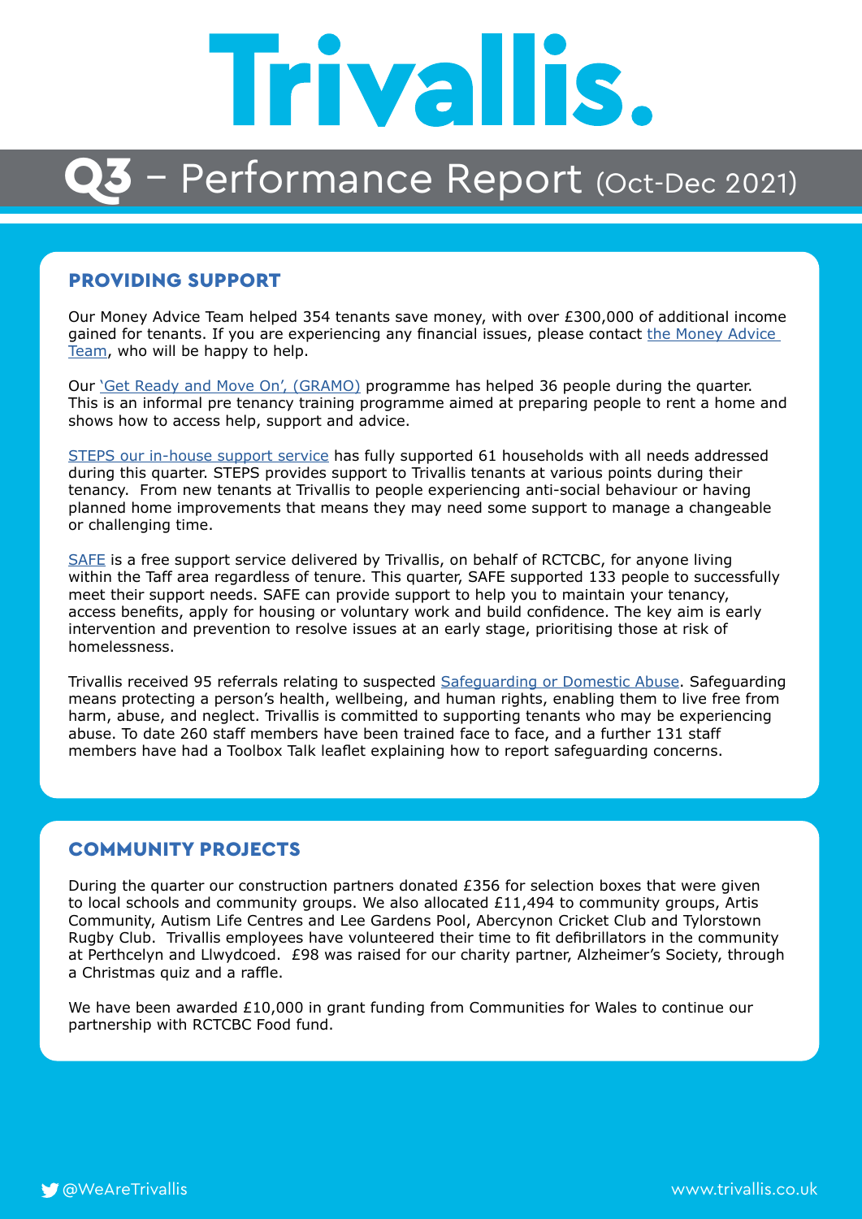# Trivallis.

## Q3 – Performance Report (Oct-Dec 2021)

### PROVIDING SUPPORT

Our Money Advice Team helped 354 tenants save money, with over £300,000 of additional income gained for tenants. If you are experiencing any financial issues, please contact the Money Advice Team, who will be happy to help.

Our 'Get Ready and Move On', (GRAMO) programme has helped 36 people during the quarter. This is an informal pre tenancy training programme aimed at preparing people to rent a home and shows how to access help, support and advice.

STEPS our in-house support service has fully supported 61 households with all needs addressed during this quarter. STEPS provides support to Trivallis tenants at various points during their tenancy. From new tenants at Trivallis to people experiencing anti-social behaviour or having planned home improvements that means they may need some support to manage a changeable or challenging time.

SAFE is a free support service delivered by Trivallis, on behalf of RCTCBC, for anyone living within the Taff area regardless of tenure. This quarter, SAFE supported 133 people to successfully meet their support needs. SAFE can provide support to help you to maintain your tenancy, access benefits, apply for housing or voluntary work and build confidence. The key aim is early intervention and prevention to resolve issues at an early stage, prioritising those at risk of homelessness.

Trivallis received 95 referrals relating to suspected Safeguarding or Domestic Abuse. Safeguarding means protecting a person's health, wellbeing, and human rights, enabling them to live free from harm, abuse, and neglect. Trivallis is committed to supporting tenants who may be experiencing abuse. To date 260 staff members have been trained face to face, and a further 131 staff members have had a Toolbox Talk leaflet explaining how to report safeguarding concerns.

### COMMUNITY PROJECTS

During the quarter our construction partners donated £356 for selection boxes that were given to local schools and community groups. We also allocated £11,494 to community groups, Artis Community, Autism Life Centres and Lee Gardens Pool, Abercynon Cricket Club and Tylorstown Rugby Club. Trivallis employees have volunteered their time to fit defibrillators in the community at Perthcelyn and Llwydcoed. £98 was raised for our charity partner, Alzheimer's Society, through a Christmas quiz and a raffle.

We have been awarded £10,000 in grant funding from Communities for Wales to continue our partnership with RCTCBC Food fund.

@WeAreTrivallis www.trivallis.co.uk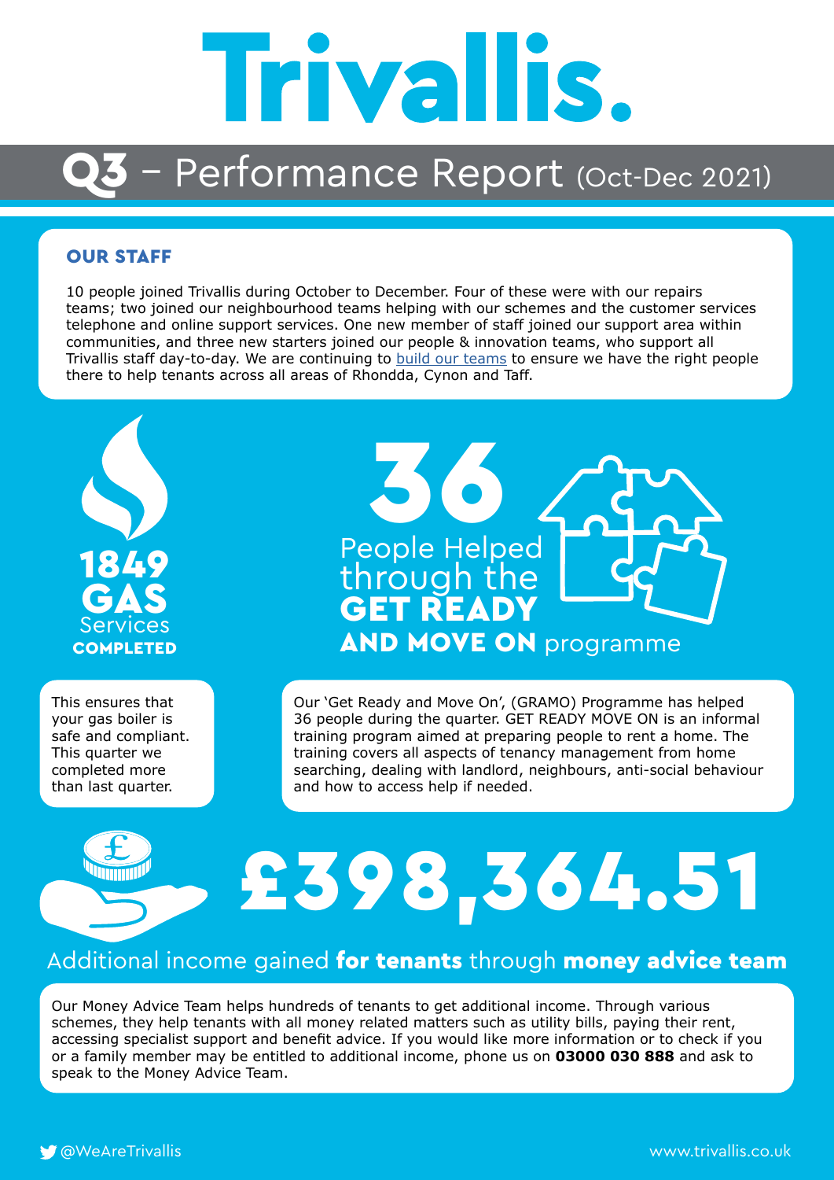# Trivallis.

## Q3 – Performance Report (Oct-Dec 2021)

### OUR STAFF

10 people joined Trivallis during October to December. Four of these were with our repairs teams; two joined our neighbourhood teams helping with our schemes and the customer services telephone and online support services. One new member of staff joined our support area within communities, and three new starters joined our people & innovation teams, who support all Trivallis staff day-to-day. We are continuing to build our teams to ensure we have the right people there to help tenants across all areas of Rhondda, Cynon and Taff.

**1849 GAS** Services **COMPLETED**

This ensures that your gas boiler is safe and compliant. This quarter we completed more than last quarter.

**36** People Helped through the **GET READY AND MOVE ON** programme

Our 'Get Ready and Move On', (GRAMO) Programme has helped 36 people during the quarter. GET READY MOVE ON is an informal training program aimed at preparing people to rent a home. The training covers all aspects of tenancy management from home searching, dealing with landlord, neighbours, anti-social behaviour and how to access help if needed.

**£398,364.51**

Additional income gained **for tenants** through **money advice team**

Our Money Advice Team helps hundreds of tenants to get additional income. Through various schemes, they help tenants with all money related matters such as utility bills, paying their rent, accessing specialist support and benefit advice. If you would like more information or to check if you or a family member may be entitled to additional income, phone us on **03000 030 888** and ask to speak to the Money Advice Team.

@WeAreTrivallis

www.trivallis.co.uk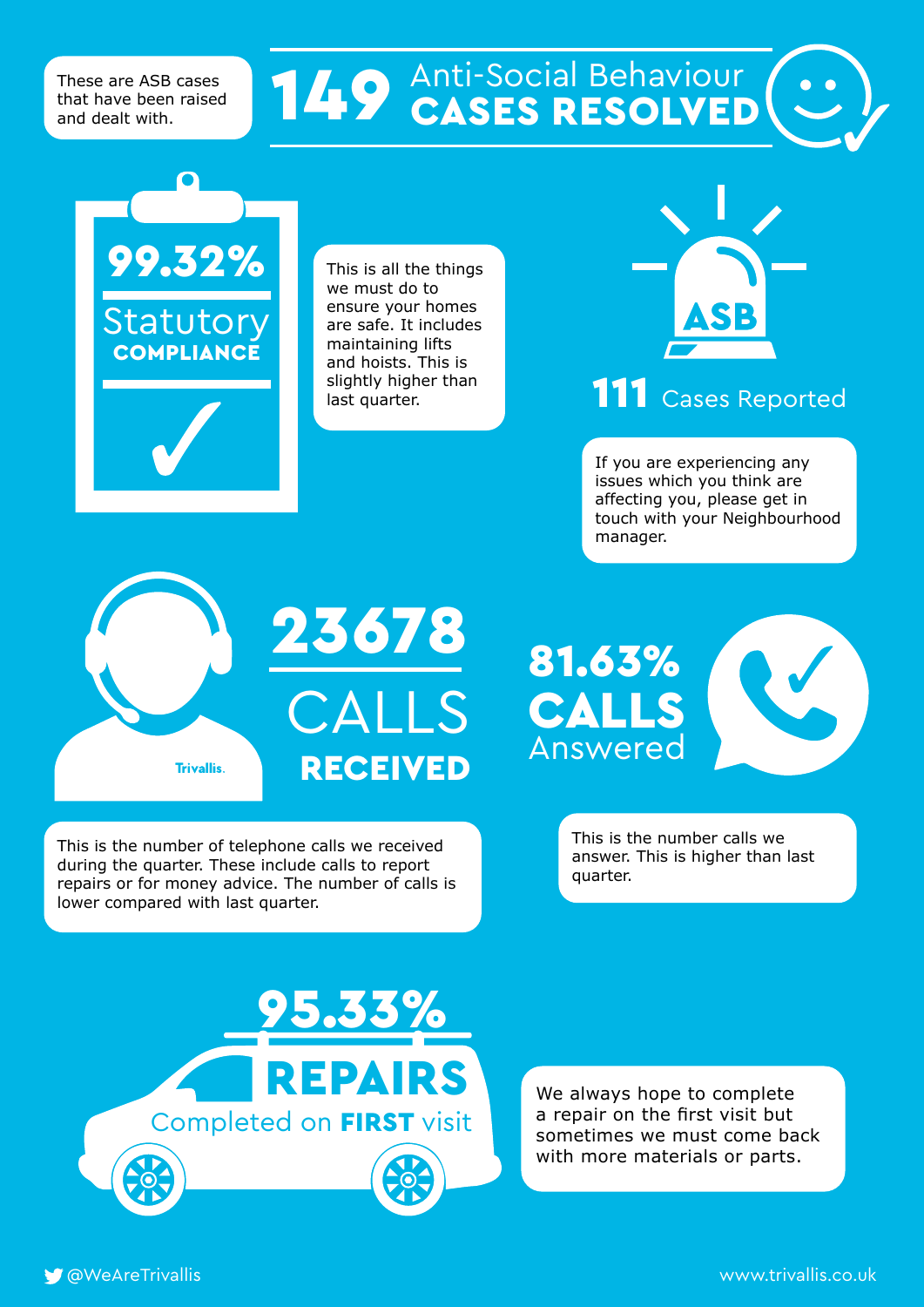These are ASB cases that have been raised and dealt with.

## 149 Anti-Social Behaviour CASES RESOLVED

## 99.32% Statutory COMPLIANCE

This is all the things we must do to ensure your homes are safe. It includes maintaining lifts and hoists. This is slightly higher than last quarter.

ASB

## 111 Cases Reported

If you are experiencing any issues which you think are affecting you, please get in touch with your Neighbourhood manager.

Trivallis.

## 23678 CALLS RECEIVED

## 81.63% CALLS Answered

This is the number of telephone calls we received during the quarter. These include calls to report repairs or for money advice. The number of calls is lower compared with last quarter.

This is the number calls we answer. This is higher than last quarter.

## 95.33% REPAIRS Completed on **FIRST** visit

We always hope to complete a repair on the first visit but sometimes we must come back with more materials or parts.

@WeAreTrivallis

www.trivallis.co.uk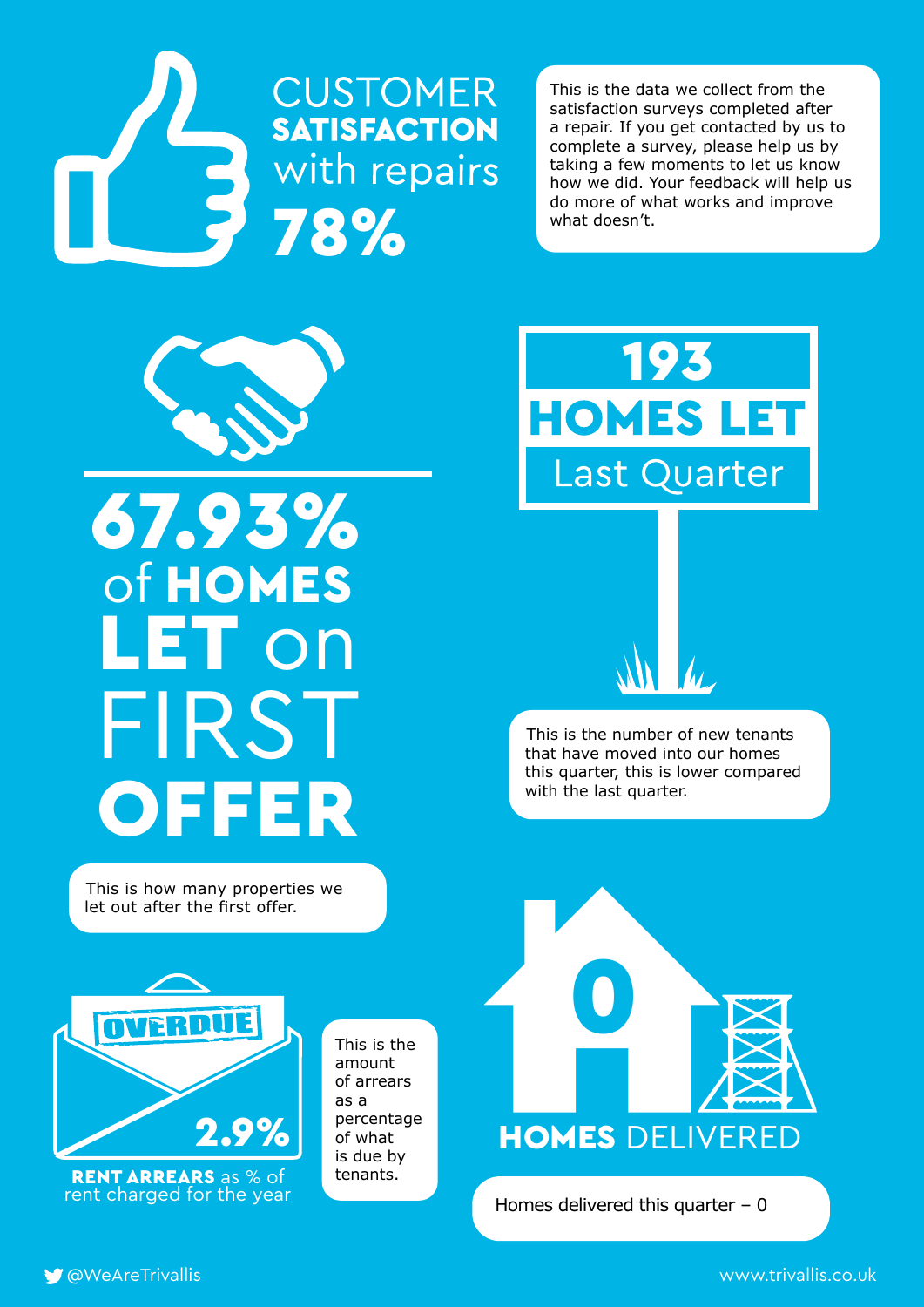## CUSTOMER SATISFACTION with repairs

# 78%

This is the data we collect from the satisfaction surveys completed after a repair. If you get contacted by us to complete a survey, please help us by taking a few moments to let us know how we did. Your feedback will help us do more of what works and improve what doesn't.

# 67.93%

## of HOMES LET on FIRST OFFER

This is how many properties we let out after the first offer.

# 193

## HOMES LET

Last Quarter

This is the number of new tenants that have moved into our homes this quarter, this is lower compared with the last quarter.

OVERDUE

# 2.9%

**RENT ARREARS** as % of rent charged for the year

This is the amount of arrears as a percentage of what is due by tenants.

# 0

## HOMES DELIVERED

Homes delivered this quarter – 0

@WeAreTrivallis

www.trivallis.co.uk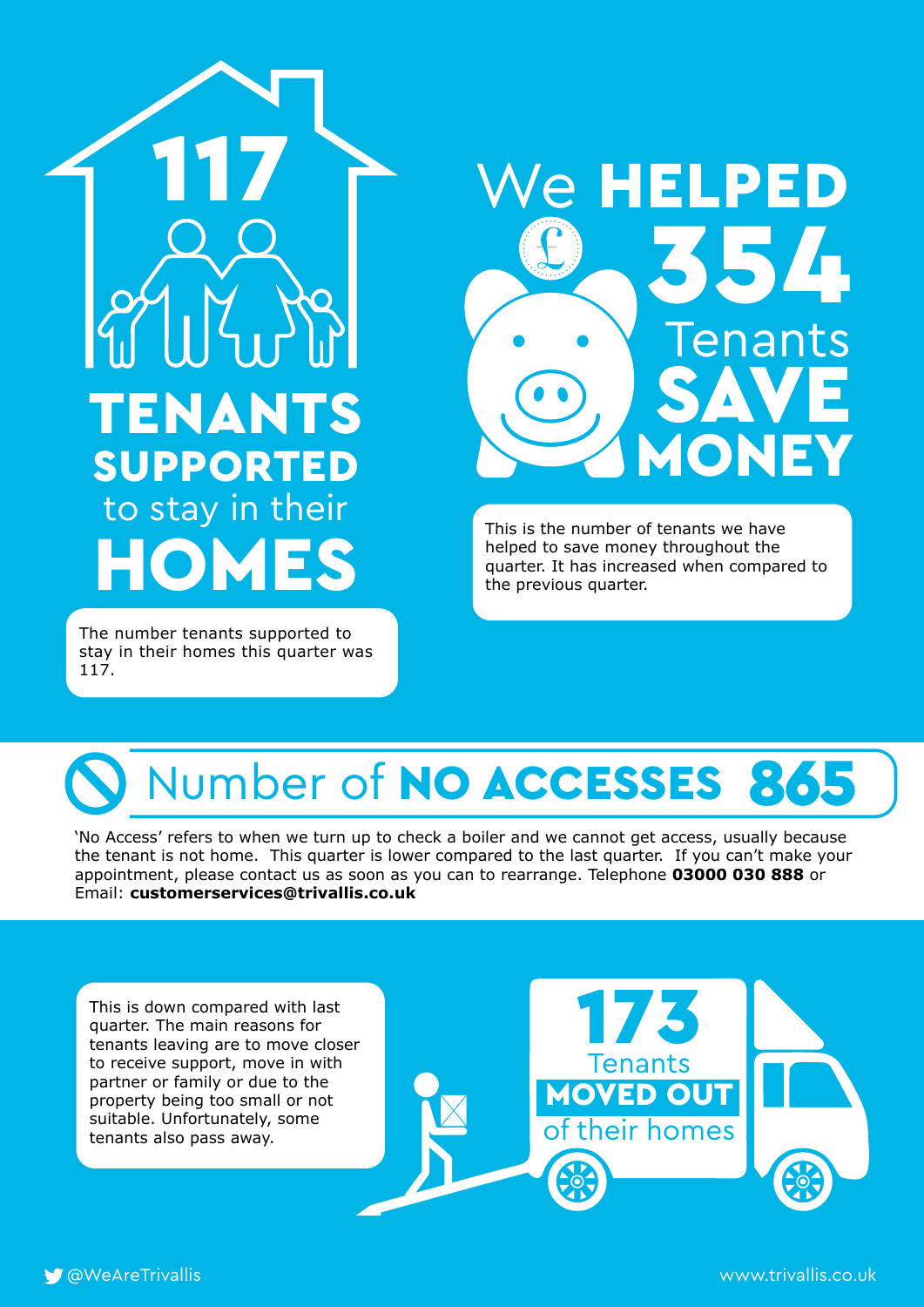# 117 TENANTS SUPPORTED to stay in their HOMES

The number tenants supported to stay in their homes this quarter was 117.

# We HELPED 354 Tenants SAVE MONEY

This is the number of tenants we have helped to save money throughout the quarter. It has increased when compared to the previous quarter.

# Number of NO ACCESSES 865

'No Access' refers to when we turn up to check a boiler and we cannot get access, usually because the tenant is not home. This quarter is lower compared to the last quarter. If you can't make your appointment, please contact us as soon as you can to rearrange. Telephone **03000 030 888** or Email: **customerservices@trivallis.co.uk**

# 173 Tenants MOVED OUT of their homes

This is down compared with last quarter. The main reasons for tenants leaving are to move closer to receive support, move in with partner or family or due to the property being too small or not suitable. Unfortunately, some tenants also pass away.

@WeAreTrivallis

www.trivallis.co.uk